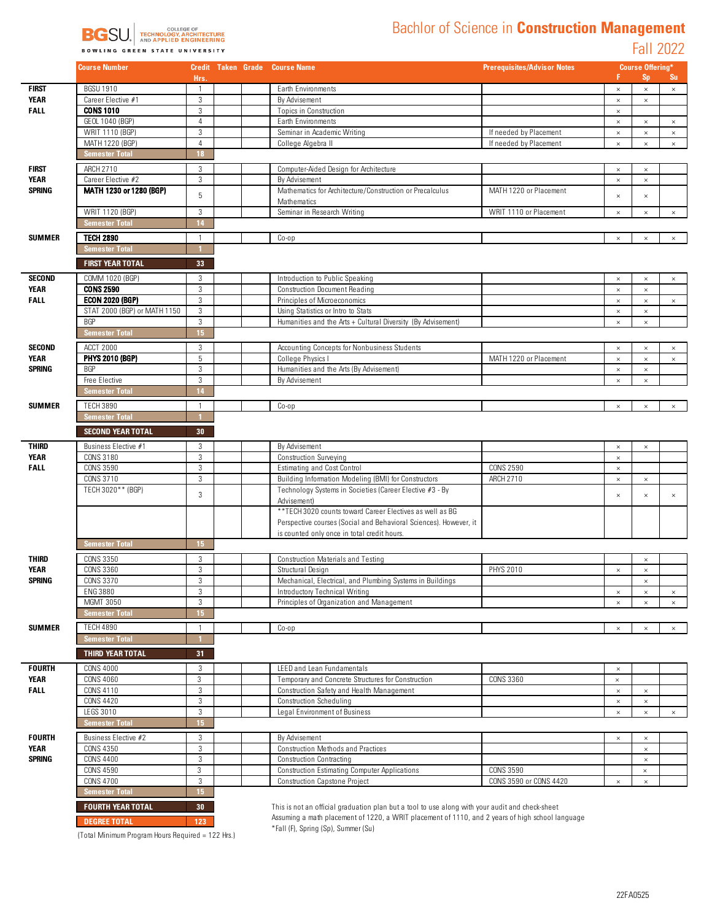BGSU | COLLEGE OF TECHNOLOGY, ARCHITECTURE AND APPLIED ENGINEERING
BOWLING GREEN STATE UNIVERSITY

# Bachlor of Science in **Construction Management**

## Fall 2022

| | Course Number | Credit Hrs. | Taken | Grade | Course Name | Prerequisites/Advisor Notes | F | Sp | Su |
|---|---|---|---|---|---|---|---|---|---|
| **FIRST YEAR FALL** | BGSU 1910 | 1 | | | Earth Environments | | × | × | × |
| | Career Elective #1 | 3 | | | By Advisement | | × | × | |
| | **CONS 1010** | 3 | | | Topics in Construction | | × | | |
| | GEOL 1040 (BGP) | 4 | | | Earth Environments | | × | × | × |
| | WRIT 1110 (BGP) | 3 | | | Seminar in Academic Writing | If needed by Placement | × | × | × |
| | MATH 1220 (BGP) | 4 | | | College Algebra II | If needed by Placement | × | × | × |
| | **Semester Total** | **18** | | | | | | | |
| **FIRST YEAR SPRING** | ARCH 2710 | 3 | | | Computer-Aided Design for Architecture | | × | × | |
| | Career Elective #2 | 3 | | | By Advisement | | × | × | |
| | **MATH 1230 or 1280 (BGP)** | 5 | | | Mathematics for Architecture/Construction or Precalculus Mathematics | MATH 1220 or Placement | × | × | |
| | WRIT 1120 (BGP) | 3 | | | Seminar in Research Writing | WRIT 1110 or Placement | × | × | × |
| | **Semester Total** | **14** | | | | | | | |
| **SUMMER** | **TECH 2890** | 1 | | | Co-op | | × | × | × |
| | **Semester Total** | **1** | | | | | | | |
| | **FIRST YEAR TOTAL** | **33** | | | | | | | |
| **SECOND YEAR FALL** | COMM 1020 (BGP) | 3 | | | Introduction to Public Speaking | | × | × | × |
| | **CONS 2590** | 3 | | | Construction Document Reading | | × | × | |
| | **ECON 2020 (BGP)** | 3 | | | Principles of Microeconomics | | × | × | × |
| | STAT 2000 (BGP) or MATH 1150 | 3 | | | Using Statistics or Intro to Stats | | × | × | |
| | BGP | 3 | | | Humanities and the Arts + Cultural Diversity (By Advisement) | | × | × | |
| | **Semester Total** | **15** | | | | | | | |
| **SECOND YEAR SPRING** | ACCT 2000 | 3 | | | Accounting Concepts for Nonbusiness Students | | × | × | × |
| | **PHYS 2010 (BGP)** | 5 | | | College Physics I | MATH 1220 or Placement | × | × | × |
| | BGP | 3 | | | Humanities and the Arts (By Advisement) | | × | × | |
| | Free Elective | 3 | | | By Advisement | | × | × | |
| | **Semester Total** | **14** | | | | | | | |
| **SUMMER** | TECH 3890 | 1 | | | Co-op | | × | × | × |
| | **Semester Total** | **1** | | | | | | | |
| | **SECOND YEAR TOTAL** | **30** | | | | | | | |
| **THIRD YEAR FALL** | Business Elective #1 | 3 | | | By Advisement | | × | × | |
| | CONS 3180 | 3 | | | Construction Surveying | | × | | |
| | CONS 3590 | 3 | | | Estimating and Cost Control | CONS 2590 | × | | |
| | CONS 3710 | 3 | | | Building Information Modeling (BMI) for Constructors | ARCH 2710 | × | × | |
| | TECH 3020** (BGP) | 3 | | | Technology Systems in Societies (Career Elective #3 - By Advisement) | | × | × | × |
| | | | | | **TECH 3020 counts toward Career Electives as well as BG Perspective courses (Social and Behavioral Sciences). However, it is counted only once in total credit hours. | | | | |
| | **Semester Total** | **15** | | | | | | | |
| **THIRD YEAR SPRING** | CONS 3350 | 3 | | | Construction Materials and Testing | | | × | |
| | CONS 3360 | 3 | | | Structural Design | PHYS 2010 | × | × | |
| | CONS 3370 | 3 | | | Mechanical, Electrical, and Plumbing Systems in Buildings | | | × | |
| | ENG 3880 | 3 | | | Introductory Technical Writing | | × | × | × |
| | MGMT 3050 | 3 | | | Principles of Organization and Management | | × | × | × |
| | **Semester Total** | **15** | | | | | | | |
| **SUMMER** | TECH 4890 | 1 | | | Co-op | | × | × | × |
| | **Semester Total** | **1** | | | | | | | |
| | **THIRD YEAR TOTAL** | **31** | | | | | | | |
| **FOURTH YEAR FALL** | CONS 4000 | 3 | | | LEED and Lean Fundamentals | | × | | |
| | CONS 4060 | 3 | | | Temporary and Concrete Structures for Construction | CONS 3360 | × | | |
| | CONS 4110 | 3 | | | Construction Safety and Health Management | | × | × | |
| | CONS 4420 | 3 | | | Construction Scheduling | | × | × | |
| | LEGS 3010 | 3 | | | Legal Environment of Business | | × | × | × |
| | **Semester Total** | **15** | | | | | | | |
| **FOURTH YEAR SPRING** | Business Elective #2 | 3 | | | By Advisement | | × | × | |
| | CONS 4350 | 3 | | | Construction Methods and Practices | | | × | |
| | CONS 4400 | 3 | | | Construction Contracting | | | × | |
| | CONS 4590 | 3 | | | Construction Estimating Computer Applications | CONS 3590 | | × | |
| | CONS 4700 | 3 | | | Construction Capstone Project | CONS 3590 or CONS 4420 | × | × | |
| | **Semester Total** | **15** | | | | | | | |
| | **FOURTH YEAR TOTAL** | **30** | | | | | | | |
| | **DEGREE TOTAL** | **123** | | | | | | | |

(Total Minimum Program Hours Required = 122 Hrs.)

This is not an official graduation plan but a tool to use along with your audit and check-sheet
Assuming a math placement of 1220, a WRIT placement of 1110, and 2 years of high school language
*Fall (F), Spring (Sp), Summer (Su)

22FA0525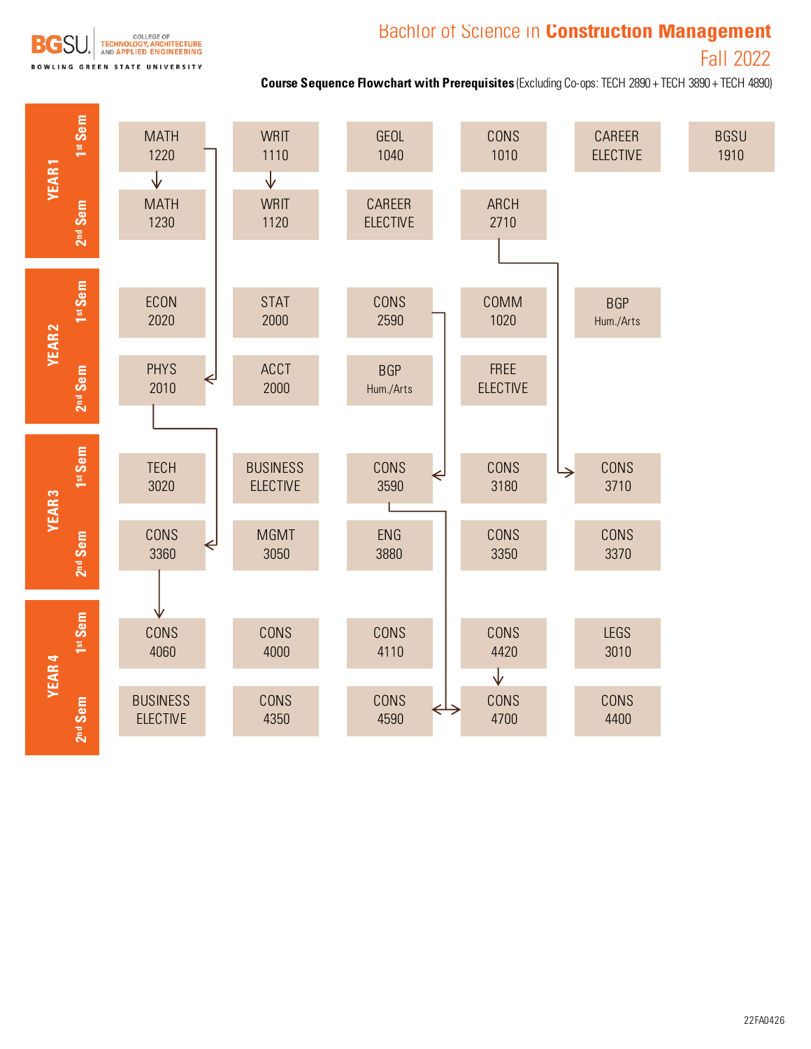# Bachlor of Science in **Construction Management**

## Fall 2022

**Course Sequence Flowchart with Prerequisites** (Excluding Co-ops: TECH 2890 + TECH 3890 + TECH 4890)

| | | | | | | |
|---|---|---|---|---|---|---|
| YEAR 1 – 1st Sem | MATH 1220 | WRIT 1110 | GEOL 1040 | CONS 1010 | CAREER ELECTIVE | BGSU 1910 |
| YEAR 1 – 2nd Sem | MATH 1230 | WRIT 1120 | CAREER ELECTIVE | ARCH 2710 | | |
| YEAR 2 – 1st Sem | ECON 2020 | STAT 2000 | CONS 2590 | COMM 1020 | BGP Hum./Arts | |
| YEAR 2 – 2nd Sem | PHYS 2010 | ACCT 2000 | BGP Hum./Arts | FREE ELECTIVE | | |
| YEAR 3 – 1st Sem | TECH 3020 | BUSINESS ELECTIVE | CONS 3590 | CONS 3180 | CONS 3710 | |
| YEAR 3 – 2nd Sem | CONS 3360 | MGMT 3050 | ENG 3880 | CONS 3350 | CONS 3370 | |
| YEAR 4 – 1st Sem | CONS 4060 | CONS 4000 | CONS 4110 | CONS 4420 | LEGS 3010 | |
| YEAR 4 – 2nd Sem | BUSINESS ELECTIVE | CONS 4350 | CONS 4590 | CONS 4700 | CONS 4400 | |

Prerequisite arrows:

- MATH 1220 → MATH 1230
- MATH 1220 → PHYS 2010
- WRIT 1110 → WRIT 1120
- ARCH 2710 → CONS 3710
- CONS 2590 → CONS 3590
- PHYS 2010 → CONS 3360
- CONS 3360 → CONS 4060
- CONS 3590 → CONS 4590 and CONS 4700
- CONS 4420 → CONS 4700

22FA0426